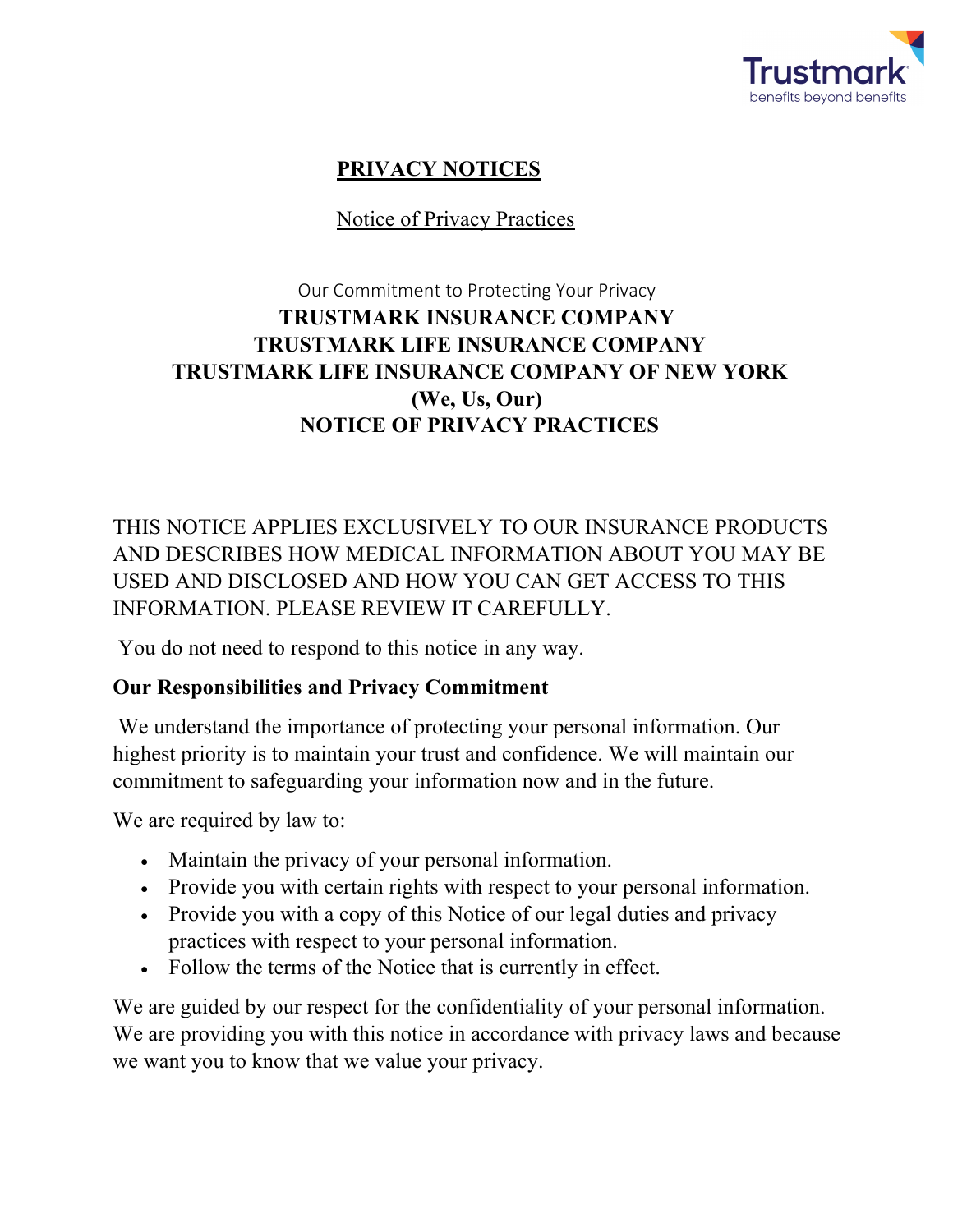# PRIVACY NOTICES

## Notice of Privacy Practices

Our Commitment to Protecting Your Privacy

**TRUSTMARK INSURANCE COMPANY**
**TRUSTMARK LIFE INSURANCE COMPANY**
**TRUSTMARK LIFE INSURANCE COMPANY OF NEW YORK**
**(We, Us, Our)**
**NOTICE OF PRIVACY PRACTICES**

THIS NOTICE APPLIES EXCLUSIVELY TO OUR INSURANCE PRODUCTS AND DESCRIBES HOW MEDICAL INFORMATION ABOUT YOU MAY BE USED AND DISCLOSED AND HOW YOU CAN GET ACCESS TO THIS INFORMATION. PLEASE REVIEW IT CAREFULLY.

You do not need to respond to this notice in any way.

### Our Responsibilities and Privacy Commitment

We understand the importance of protecting your personal information. Our highest priority is to maintain your trust and confidence. We will maintain our commitment to safeguarding your information now and in the future.

We are required by law to:

- Maintain the privacy of your personal information.
- Provide you with certain rights with respect to your personal information.
- Provide you with a copy of this Notice of our legal duties and privacy practices with respect to your personal information.
- Follow the terms of the Notice that is currently in effect.

We are guided by our respect for the confidentiality of your personal information. We are providing you with this notice in accordance with privacy laws and because we want you to know that we value your privacy.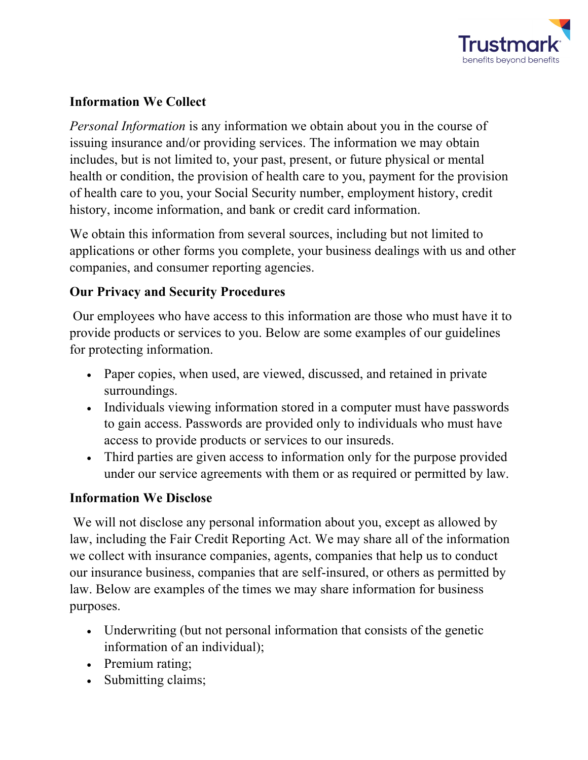## Information We Collect

*Personal Information* is any information we obtain about you in the course of issuing insurance and/or providing services. The information we may obtain includes, but is not limited to, your past, present, or future physical or mental health or condition, the provision of health care to you, payment for the provision of health care to you, your Social Security number, employment history, credit history, income information, and bank or credit card information.

We obtain this information from several sources, including but not limited to applications or other forms you complete, your business dealings with us and other companies, and consumer reporting agencies.

## Our Privacy and Security Procedures

Our employees who have access to this information are those who must have it to provide products or services to you. Below are some examples of our guidelines for protecting information.

- Paper copies, when used, are viewed, discussed, and retained in private surroundings.
- Individuals viewing information stored in a computer must have passwords to gain access. Passwords are provided only to individuals who must have access to provide products or services to our insureds.
- Third parties are given access to information only for the purpose provided under our service agreements with them or as required or permitted by law.

## Information We Disclose

We will not disclose any personal information about you, except as allowed by law, including the Fair Credit Reporting Act. We may share all of the information we collect with insurance companies, agents, companies that help us to conduct our insurance business, companies that are self-insured, or others as permitted by law. Below are examples of the times we may share information for business purposes.

- Underwriting (but not personal information that consists of the genetic information of an individual);
- Premium rating;
- Submitting claims;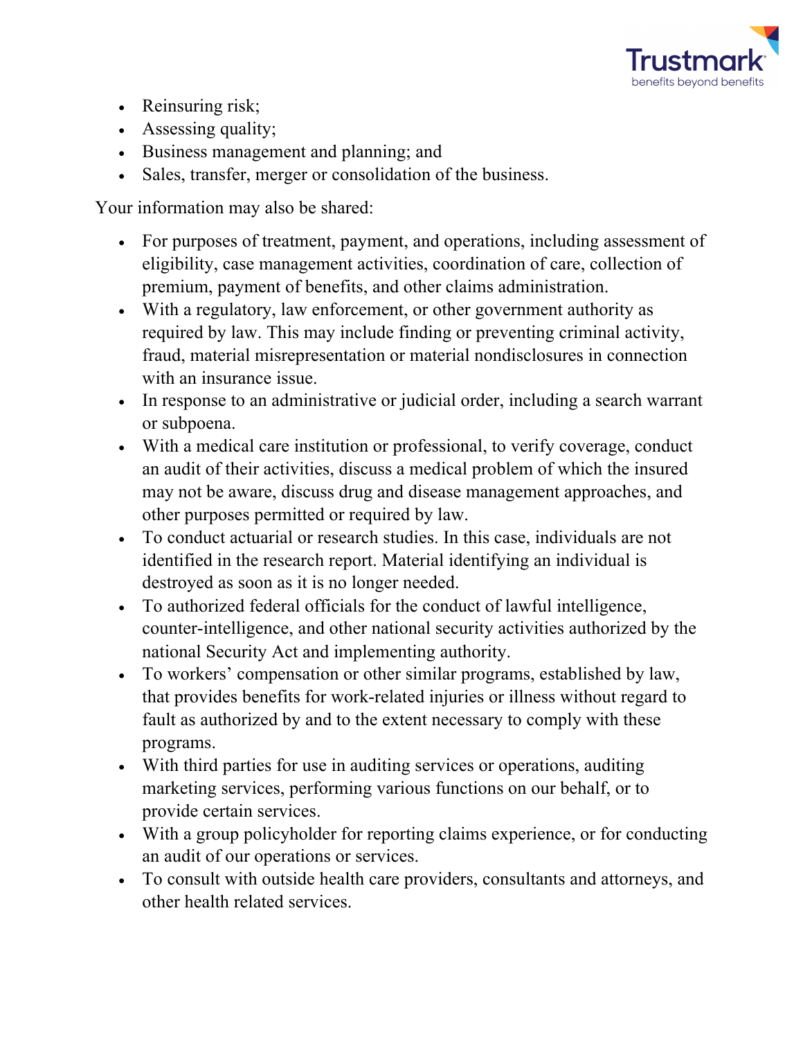- Reinsuring risk;
- Assessing quality;
- Business management and planning; and
- Sales, transfer, merger or consolidation of the business.

Your information may also be shared:

- For purposes of treatment, payment, and operations, including assessment of eligibility, case management activities, coordination of care, collection of premium, payment of benefits, and other claims administration.
- With a regulatory, law enforcement, or other government authority as required by law. This may include finding or preventing criminal activity, fraud, material misrepresentation or material nondisclosures in connection with an insurance issue.
- In response to an administrative or judicial order, including a search warrant or subpoena.
- With a medical care institution or professional, to verify coverage, conduct an audit of their activities, discuss a medical problem of which the insured may not be aware, discuss drug and disease management approaches, and other purposes permitted or required by law.
- To conduct actuarial or research studies. In this case, individuals are not identified in the research report. Material identifying an individual is destroyed as soon as it is no longer needed.
- To authorized federal officials for the conduct of lawful intelligence, counter-intelligence, and other national security activities authorized by the national Security Act and implementing authority.
- To workers' compensation or other similar programs, established by law, that provides benefits for work-related injuries or illness without regard to fault as authorized by and to the extent necessary to comply with these programs.
- With third parties for use in auditing services or operations, auditing marketing services, performing various functions on our behalf, or to provide certain services.
- With a group policyholder for reporting claims experience, or for conducting an audit of our operations or services.
- To consult with outside health care providers, consultants and attorneys, and other health related services.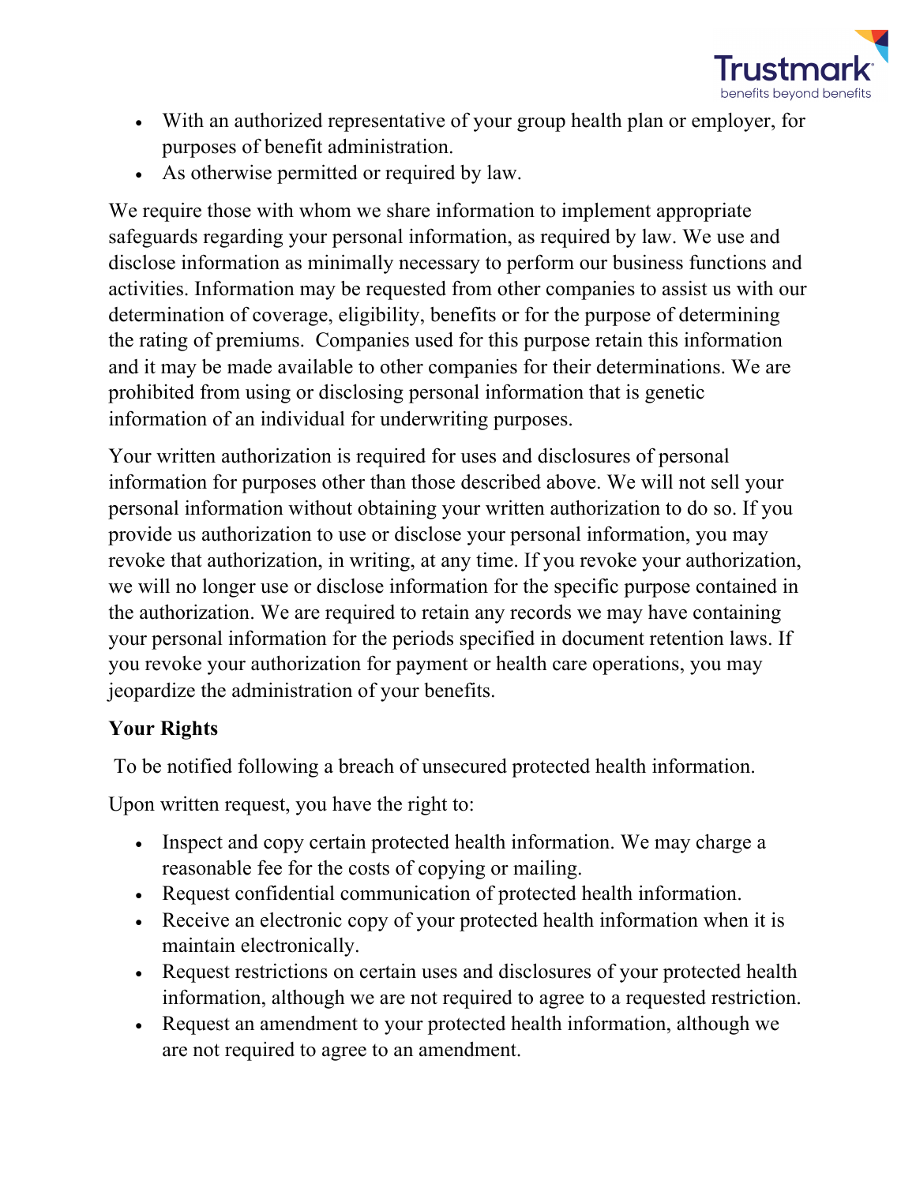- With an authorized representative of your group health plan or employer, for purposes of benefit administration.
- As otherwise permitted or required by law.

We require those with whom we share information to implement appropriate safeguards regarding your personal information, as required by law. We use and disclose information as minimally necessary to perform our business functions and activities. Information may be requested from other companies to assist us with our determination of coverage, eligibility, benefits or for the purpose of determining the rating of premiums. Companies used for this purpose retain this information and it may be made available to other companies for their determinations. We are prohibited from using or disclosing personal information that is genetic information of an individual for underwriting purposes.

Your written authorization is required for uses and disclosures of personal information for purposes other than those described above. We will not sell your personal information without obtaining your written authorization to do so. If you provide us authorization to use or disclose your personal information, you may revoke that authorization, in writing, at any time. If you revoke your authorization, we will no longer use or disclose information for the specific purpose contained in the authorization. We are required to retain any records we may have containing your personal information for the periods specified in document retention laws. If you revoke your authorization for payment or health care operations, you may jeopardize the administration of your benefits.

**Your Rights**

To be notified following a breach of unsecured protected health information.

Upon written request, you have the right to:

- Inspect and copy certain protected health information. We may charge a reasonable fee for the costs of copying or mailing.
- Request confidential communication of protected health information.
- Receive an electronic copy of your protected health information when it is maintain electronically.
- Request restrictions on certain uses and disclosures of your protected health information, although we are not required to agree to a requested restriction.
- Request an amendment to your protected health information, although we are not required to agree to an amendment.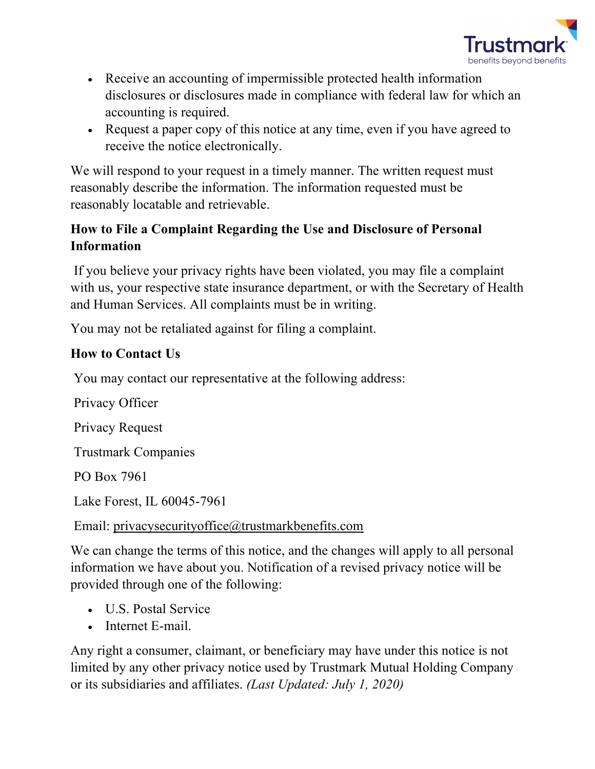- Receive an accounting of impermissible protected health information disclosures or disclosures made in compliance with federal law for which an accounting is required.
- Request a paper copy of this notice at any time, even if you have agreed to receive the notice electronically.

We will respond to your request in a timely manner. The written request must reasonably describe the information. The information requested must be reasonably locatable and retrievable.

**How to File a Complaint Regarding the Use and Disclosure of Personal Information**

If you believe your privacy rights have been violated, you may file a complaint with us, your respective state insurance department, or with the Secretary of Health and Human Services. All complaints must be in writing.

You may not be retaliated against for filing a complaint.

**How to Contact Us**

You may contact our representative at the following address:

Privacy Officer

Privacy Request

Trustmark Companies

PO Box 7961

Lake Forest, IL 60045-7961

Email: privacysecurityoffice@trustmarkbenefits.com

We can change the terms of this notice, and the changes will apply to all personal information we have about you. Notification of a revised privacy notice will be provided through one of the following:

- U.S. Postal Service
- Internet E-mail.

Any right a consumer, claimant, or beneficiary may have under this notice is not limited by any other privacy notice used by Trustmark Mutual Holding Company or its subsidiaries and affiliates. *(Last Updated: July 1, 2020)*